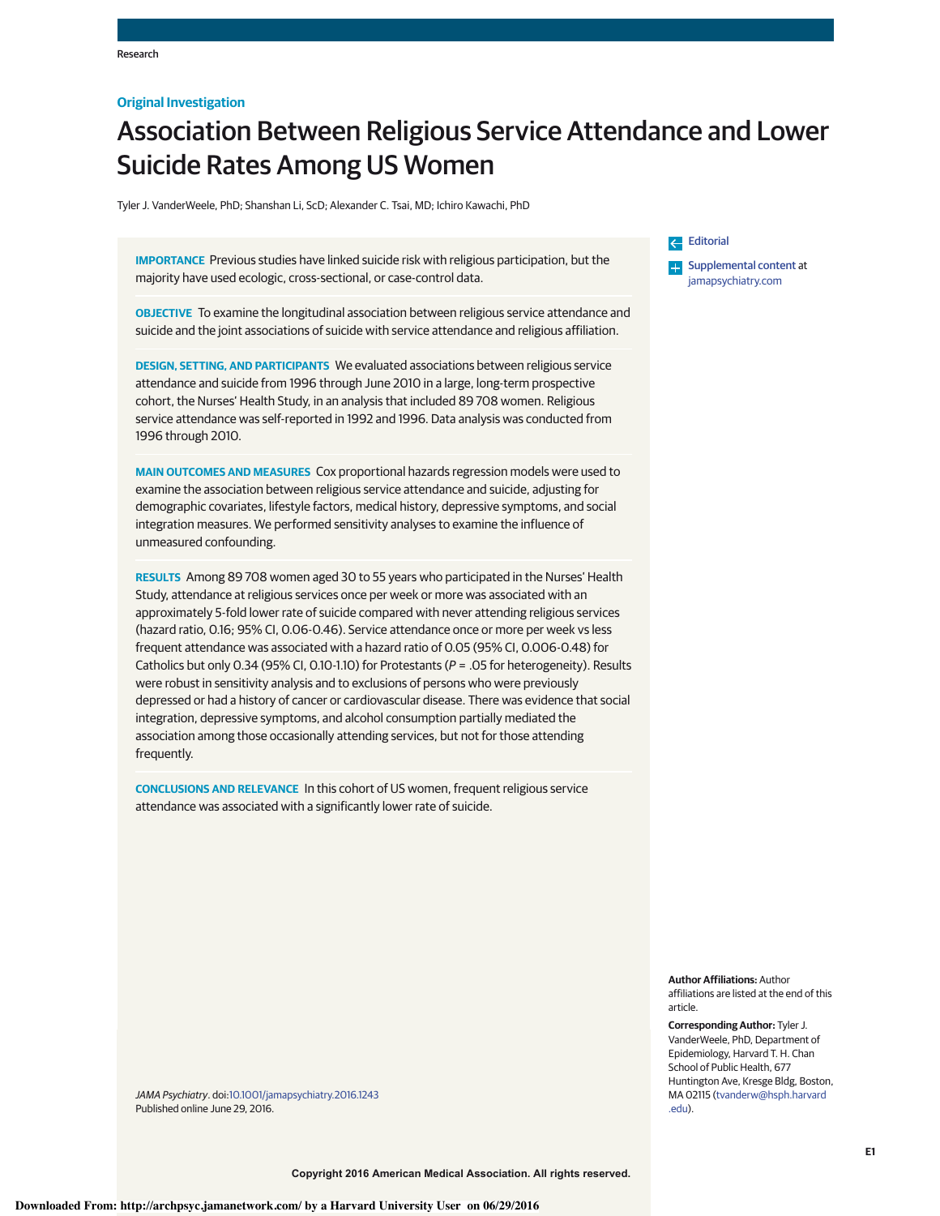Research

**Original Investigation**

# Association Between Religious Service Attendance and Lower Suicide Rates Among US Women

Tyler J. VanderWeele, PhD; Shanshan Li, ScD; Alexander C. Tsai, MD; Ichiro Kawachi, PhD

Editorial

Supplemental content at jamapsychiatry.com

**IMPORTANCE** Previous studies have linked suicide risk with religious participation, but the majority have used ecologic, cross-sectional, or case-control data.

**OBJECTIVE** To examine the longitudinal association between religious service attendance and suicide and the joint associations of suicide with service attendance and religious affiliation.

**DESIGN, SETTING, AND PARTICIPANTS** We evaluated associations between religious service attendance and suicide from 1996 through June 2010 in a large, long-term prospective cohort, the Nurses' Health Study, in an analysis that included 89 708 women. Religious service attendance was self-reported in 1992 and 1996. Data analysis was conducted from 1996 through 2010.

**MAIN OUTCOMES AND MEASURES** Cox proportional hazards regression models were used to examine the association between religious service attendance and suicide, adjusting for demographic covariates, lifestyle factors, medical history, depressive symptoms, and social integration measures. We performed sensitivity analyses to examine the influence of unmeasured confounding.

**RESULTS** Among 89 708 women aged 30 to 55 years who participated in the Nurses' Health Study, attendance at religious services once per week or more was associated with an approximately 5-fold lower rate of suicide compared with never attending religious services (hazard ratio, 0.16; 95% CI, 0.06-0.46). Service attendance once or more per week vs less frequent attendance was associated with a hazard ratio of 0.05 (95% CI, 0.006-0.48) for Catholics but only 0.34 (95% CI, 0.10-1.10) for Protestants (*P* = .05 for heterogeneity). Results were robust in sensitivity analysis and to exclusions of persons who were previously depressed or had a history of cancer or cardiovascular disease. There was evidence that social integration, depressive symptoms, and alcohol consumption partially mediated the association among those occasionally attending services, but not for those attending frequently.

**CONCLUSIONS AND RELEVANCE** In this cohort of US women, frequent religious service attendance was associated with a significantly lower rate of suicide.

*JAMA Psychiatry*. doi:10.1001/jamapsychiatry.2016.1243
Published online June 29, 2016.

**Author Affiliations:** Author affiliations are listed at the end of this article.

**Corresponding Author:** Tyler J. VanderWeele, PhD, Department of Epidemiology, Harvard T. H. Chan School of Public Health, 677 Huntington Ave, Kresge Bldg, Boston, MA 02115 (tvanderw@hsph.harvard.edu).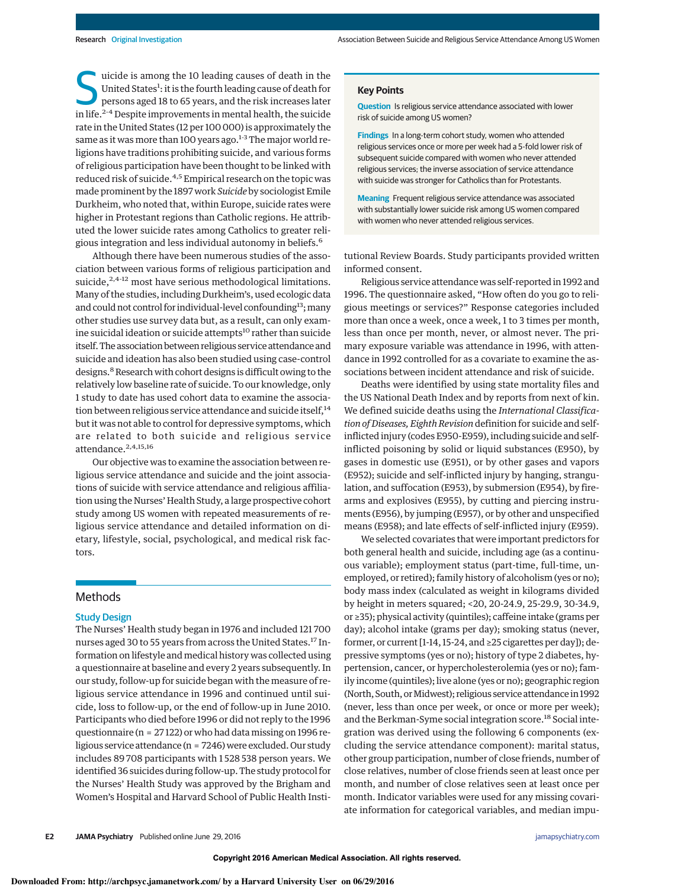Suicide is among the 10 leading causes of death in the United States[1]: it is the fourth leading cause of death for persons aged 18 to 65 years, and the risk increases later in life.[2-4] Despite improvements in mental health, the suicide rate in the United States (12 per 100 000) is approximately the same as it was more than 100 years ago.[1-3] The major world religions have traditions prohibiting suicide, and various forms of religious participation have been thought to be linked with reduced risk of suicide.[4,5] Empirical research on the topic was made prominent by the 1897 work *Suicide* by sociologist Emile Durkheim, who noted that, within Europe, suicide rates were higher in Protestant regions than Catholic regions. He attributed the lower suicide rates among Catholics to greater religious integration and less individual autonomy in beliefs.[6]

Although there have been numerous studies of the association between various forms of religious participation and suicide,[2,4-12] most have serious methodological limitations. Many of the studies, including Durkheim's, used ecologic data and could not control for individual-level confounding[13]; many other studies use survey data but, as a result, can only examine suicidal ideation or suicide attempts[10] rather than suicide itself. The association between religious service attendance and suicide and ideation has also been studied using case-control designs.[8] Research with cohort designs is difficult owing to the relatively low baseline rate of suicide. To our knowledge, only 1 study to date has used cohort data to examine the association between religious service attendance and suicide itself,[14] but it was not able to control for depressive symptoms, which are related to both suicide and religious service attendance.[2,4,15,16]

Our objective was to examine the association between religious service attendance and suicide and the joint associations of suicide with service attendance and religious affiliation using the Nurses' Health Study, a large prospective cohort study among US women with repeated measurements of religious service attendance and detailed information on dietary, lifestyle, social, psychological, and medical risk factors.

## Key Points

**Question** Is religious service attendance associated with lower risk of suicide among US women?

**Findings** In a long-term cohort study, women who attended religious services once or more per week had a 5-fold lower risk of subsequent suicide compared with women who never attended religious services; the inverse association of service attendance with suicide was stronger for Catholics than for Protestants.

**Meaning** Frequent religious service attendance was associated with substantially lower suicide risk among US women compared with women who never attended religious services.

## Methods

### Study Design

The Nurses' Health study began in 1976 and included 121 700 nurses aged 30 to 55 years from across the United States.[17] Information on lifestyle and medical history was collected using a questionnaire at baseline and every 2 years subsequently. In our study, follow-up for suicide began with the measure of religious service attendance in 1996 and continued until suicide, loss to follow-up, or the end of follow-up in June 2010. Participants who died before 1996 or did not reply to the 1996 questionnaire (n = 27 122) or who had data missing on 1996 religious service attendance (n = 7246) were excluded. Our study includes 89 708 participants with 1 528 538 person years. We identified 36 suicides during follow-up. The study protocol for the Nurses' Health Study was approved by the Brigham and Women's Hospital and Harvard School of Public Health Institutional Review Boards. Study participants provided written informed consent.

Religious service attendance was self-reported in 1992 and 1996. The questionnaire asked, "How often do you go to religious meetings or services?" Response categories included more than once a week, once a week, 1 to 3 times per month, less than once per month, never, or almost never. The primary exposure variable was attendance in 1996, with attendance in 1992 controlled for as a covariate to examine the associations between incident attendance and risk of suicide.

Deaths were identified by using state mortality files and the US National Death Index and by reports from next of kin. We defined suicide deaths using the *International Classification of Diseases, Eighth Revision* definition for suicide and self-inflicted injury (codes E950-E959), including suicide and self-inflicted poisoning by solid or liquid substances (E950), by gases in domestic use (E951), or by other gases and vapors (E952); suicide and self-inflicted injury by hanging, strangulation, and suffocation (E953), by submersion (E954), by firearms and explosives (E955), by cutting and piercing instruments (E956), by jumping (E957), or by other and unspecified means (E958); and late effects of self-inflicted injury (E959).

We selected covariates that were important predictors for both general health and suicide, including age (as a continuous variable); employment status (part-time, full-time, unemployed, or retired); family history of alcoholism (yes or no); body mass index (calculated as weight in kilograms divided by height in meters squared; <20, 20-24.9, 25-29.9, 30-34.9, or ≥35); physical activity (quintiles); caffeine intake (grams per day); alcohol intake (grams per day); smoking status (never, former, or current [1-14, 15-24, and ≥25 cigarettes per day]); depressive symptoms (yes or no); history of type 2 diabetes, hypertension, cancer, or hypercholesterolemia (yes or no); family income (quintiles); live alone (yes or no); geographic region (North, South, or Midwest); religious service attendance in 1992 (never, less than once per week, or once or more per week); and the Berkman-Syme social integration score.[18] Social integration was derived using the following 6 components (excluding the service attendance component): marital status, other group participation, number of close friends, number of close relatives, number of close friends seen at least once per month, and number of close relatives seen at least once per month. Indicator variables were used for any missing covariate information for categorical variables, and median impu-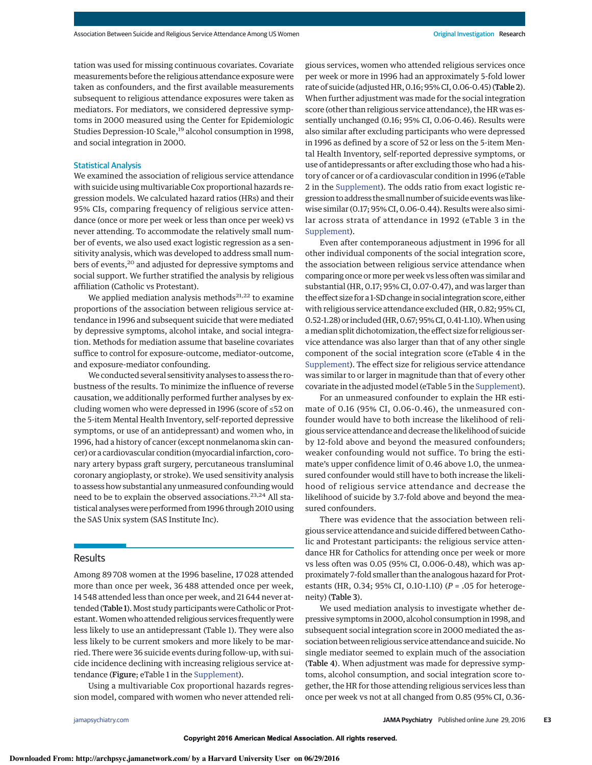tation was used for missing continuous covariates. Covariate measurements before the religious attendance exposure were taken as confounders, and the first available measurements subsequent to religious attendance exposures were taken as mediators. For mediators, we considered depressive symptoms in 2000 measured using the Center for Epidemiologic Studies Depression-10 Scale,[19] alcohol consumption in 1998, and social integration in 2000.

### Statistical Analysis

We examined the association of religious service attendance with suicide using multivariable Cox proportional hazards regression models. We calculated hazard ratios (HRs) and their 95% CIs, comparing frequency of religious service attendance (once or more per week or less than once per week) vs never attending. To accommodate the relatively small number of events, we also used exact logistic regression as a sensitivity analysis, which was developed to address small numbers of events,[20] and adjusted for depressive symptoms and social support. We further stratified the analysis by religious affiliation (Catholic vs Protestant).

We applied mediation analysis methods[21,22] to examine proportions of the association between religious service attendance in 1996 and subsequent suicide that were mediated by depressive symptoms, alcohol intake, and social integration. Methods for mediation assume that baseline covariates suffice to control for exposure-outcome, mediator-outcome, and exposure-mediator confounding.

We conducted several sensitivity analyses to assess the robustness of the results. To minimize the influence of reverse causation, we additionally performed further analyses by excluding women who were depressed in 1996 (score of ≤52 on the 5-item Mental Health Inventory, self-reported depressive symptoms, or use of an antidepressant) and women who, in 1996, had a history of cancer (except nonmelanoma skin cancer) or a cardiovascular condition (myocardial infarction, coronary artery bypass graft surgery, percutaneous transluminal coronary angioplasty, or stroke). We used sensitivity analysis to assess how substantial any unmeasured confounding would need to be to explain the observed associations.[23,24] All statistical analyses were performed from 1996 through 2010 using the SAS Unix system (SAS Institute Inc).

## Results

Among 89 708 women at the 1996 baseline, 17 028 attended more than once per week, 36 488 attended once per week, 14 548 attended less than once per week, and 21 644 never attended (**Table 1**). Most study participants were Catholic or Protestant. Women who attended religious services frequently were less likely to use an antidepressant (Table 1). They were also less likely to be current smokers and more likely to be married. There were 36 suicide events during follow-up, with suicide incidence declining with increasing religious service attendance (**Figure**; eTable 1 in the Supplement).

Using a multivariable Cox proportional hazards regression model, compared with women who never attended religious services, women who attended religious services once per week or more in 1996 had an approximately 5-fold lower rate of suicide (adjusted HR, 0.16; 95% CI, 0.06-0.45) (**Table 2**). When further adjustment was made for the social integration score (other than religious service attendance), the HR was essentially unchanged (0.16; 95% CI, 0.06-0.46). Results were also similar after excluding participants who were depressed in 1996 as defined by a score of 52 or less on the 5-item Mental Health Inventory, self-reported depressive symptoms, or use of antidepressants or after excluding those who had a history of cancer or of a cardiovascular condition in 1996 (eTable 2 in the Supplement). The odds ratio from exact logistic regression to address the small number of suicide events was likewise similar (0.17; 95% CI, 0.06-0.44). Results were also similar across strata of attendance in 1992 (eTable 3 in the Supplement).

Even after contemporaneous adjustment in 1996 for all other individual components of the social integration score, the association between religious service attendance when comparing once or more per week vs less often was similar and substantial (HR, 0.17; 95% CI, 0.07-0.47), and was larger than the effect size for a 1-SD change in social integration score, either with religious service attendance excluded (HR, 0.82; 95% CI, 0.52-1.28) or included (HR, 0.67; 95% CI, 0.41-1.10). When using a median split dichotomization, the effect size for religious service attendance was also larger than that of any other single component of the social integration score (eTable 4 in the Supplement). The effect size for religious service attendance was similar to or larger in magnitude than that of every other covariate in the adjusted model (eTable 5 in the Supplement).

For an unmeasured confounder to explain the HR estimate of 0.16 (95% CI, 0.06-0.46), the unmeasured confounder would have to both increase the likelihood of religious service attendance and decrease the likelihood of suicide by 12-fold above and beyond the measured confounders; weaker confounding would not suffice. To bring the estimate's upper confidence limit of 0.46 above 1.0, the unmeasured confounder would still have to both increase the likelihood of religious service attendance and decrease the likelihood of suicide by 3.7-fold above and beyond the measured confounders.

There was evidence that the association between religious service attendance and suicide differed between Catholic and Protestant participants: the religious service attendance HR for Catholics for attending once per week or more vs less often was 0.05 (95% CI, 0.006-0.48), which was approximately 7-fold smaller than the analogous hazard for Protestants (HR, 0.34; 95% CI, 0.10-1.10) ($P$ = .05 for heterogeneity) (**Table 3**).

We used mediation analysis to investigate whether depressive symptoms in 2000, alcohol consumption in 1998, and subsequent social integration score in 2000 mediated the association between religious service attendance and suicide. No single mediator seemed to explain much of the association (**Table 4**). When adjustment was made for depressive symptoms, alcohol consumption, and social integration score together, the HR for those attending religious services less than once per week vs not at all changed from 0.85 (95% CI, 0.36-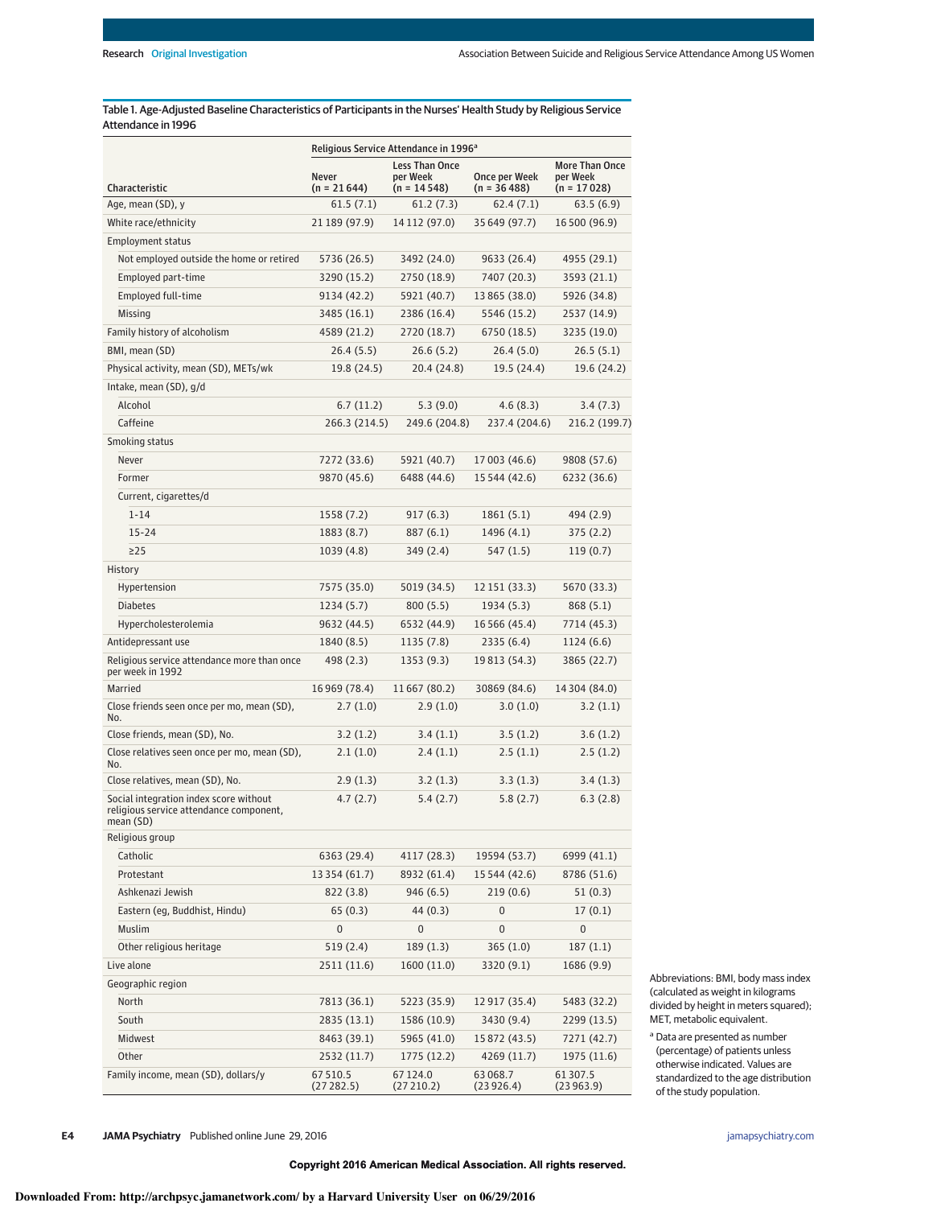Table 1. Age-Adjusted Baseline Characteristics of Participants in the Nurses' Health Study by Religious Service Attendance in 1996

| Characteristic | Religious Service Attendance in 1996[a] | | | |
|---|---|---|---|---|
| | Never (n = 21 644) | Less Than Once per Week (n = 14 548) | Once per Week (n = 36 488) | More Than Once per Week (n = 17 028) |
| Age, mean (SD), y | 61.5 (7.1) | 61.2 (7.3) | 62.4 (7.1) | 63.5 (6.9) |
| White race/ethnicity | 21 189 (97.9) | 14 112 (97.0) | 35 649 (97.7) | 16 500 (96.9) |
| Employment status | | | | |
| Not employed outside the home or retired | 5736 (26.5) | 3492 (24.0) | 9633 (26.4) | 4955 (29.1) |
| Employed part-time | 3290 (15.2) | 2750 (18.9) | 7407 (20.3) | 3593 (21.1) |
| Employed full-time | 9134 (42.2) | 5921 (40.7) | 13 865 (38.0) | 5926 (34.8) |
| Missing | 3485 (16.1) | 2386 (16.4) | 5546 (15.2) | 2537 (14.9) |
| Family history of alcoholism | 4589 (21.2) | 2720 (18.7) | 6750 (18.5) | 3235 (19.0) |
| BMI, mean (SD) | 26.4 (5.5) | 26.6 (5.2) | 26.4 (5.0) | 26.5 (5.1) |
| Physical activity, mean (SD), METs/wk | 19.8 (24.5) | 20.4 (24.8) | 19.5 (24.4) | 19.6 (24.2) |
| Intake, mean (SD), g/d | | | | |
| Alcohol | 6.7 (11.2) | 5.3 (9.0) | 4.6 (8.3) | 3.4 (7.3) |
| Caffeine | 266.3 (214.5) | 249.6 (204.8) | 237.4 (204.6) | 216.2 (199.7) |
| Smoking status | | | | |
| Never | 7272 (33.6) | 5921 (40.7) | 17 003 (46.6) | 9808 (57.6) |
| Former | 9870 (45.6) | 6488 (44.6) | 15 544 (42.6) | 6232 (36.6) |
| Current, cigarettes/d | | | | |
| 1-14 | 1558 (7.2) | 917 (6.3) | 1861 (5.1) | 494 (2.9) |
| 15-24 | 1883 (8.7) | 887 (6.1) | 1496 (4.1) | 375 (2.2) |
| ≥25 | 1039 (4.8) | 349 (2.4) | 547 (1.5) | 119 (0.7) |
| History | | | | |
| Hypertension | 7575 (35.0) | 5019 (34.5) | 12 151 (33.3) | 5670 (33.3) |
| Diabetes | 1234 (5.7) | 800 (5.5) | 1934 (5.3) | 868 (5.1) |
| Hypercholesterolemia | 9632 (44.5) | 6532 (44.9) | 16 566 (45.4) | 7714 (45.3) |
| Antidepressant use | 1840 (8.5) | 1135 (7.8) | 2335 (6.4) | 1124 (6.6) |
| Religious service attendance more than once per week in 1992 | 498 (2.3) | 1353 (9.3) | 19 813 (54.3) | 3865 (22.7) |
| Married | 16 969 (78.4) | 11 667 (80.2) | 30869 (84.6) | 14 304 (84.0) |
| Close friends seen once per mo, mean (SD), No. | 2.7 (1.0) | 2.9 (1.0) | 3.0 (1.0) | 3.2 (1.1) |
| Close friends, mean (SD), No. | 3.2 (1.2) | 3.4 (1.1) | 3.5 (1.2) | 3.6 (1.2) |
| Close relatives seen once per mo, mean (SD), No. | 2.1 (1.0) | 2.4 (1.1) | 2.5 (1.1) | 2.5 (1.2) |
| Close relatives, mean (SD), No. | 2.9 (1.3) | 3.2 (1.3) | 3.3 (1.3) | 3.4 (1.3) |
| Social integration index score without religious service attendance component, mean (SD) | 4.7 (2.7) | 5.4 (2.7) | 5.8 (2.7) | 6.3 (2.8) |
| Religious group | | | | |
| Catholic | 6363 (29.4) | 4117 (28.3) | 19594 (53.7) | 6999 (41.1) |
| Protestant | 13 354 (61.7) | 8932 (61.4) | 15 544 (42.6) | 8786 (51.6) |
| Ashkenazi Jewish | 822 (3.8) | 946 (6.5) | 219 (0.6) | 51 (0.3) |
| Eastern (eg, Buddhist, Hindu) | 65 (0.3) | 44 (0.3) | 0 | 17 (0.1) |
| Muslim | 0 | 0 | 0 | 0 |
| Other religious heritage | 519 (2.4) | 189 (1.3) | 365 (1.0) | 187 (1.1) |
| Live alone | 2511 (11.6) | 1600 (11.0) | 3320 (9.1) | 1686 (9.9) |
| Geographic region | | | | |
| North | 7813 (36.1) | 5223 (35.9) | 12 917 (35.4) | 5483 (32.2) |
| South | 2835 (13.1) | 1586 (10.9) | 3430 (9.4) | 2299 (13.5) |
| Midwest | 8463 (39.1) | 5965 (41.0) | 15 872 (43.5) | 7271 (42.7) |
| Other | 2532 (11.7) | 1775 (12.2) | 4269 (11.7) | 1975 (11.6) |
| Family income, mean (SD), dollars/y | 67 510.5 (27 282.5) | 67 124.0 (27 210.2) | 63 068.7 (23 926.4) | 61 307.5 (23 963.9) |

Abbreviations: BMI, body mass index (calculated as weight in kilograms divided by height in meters squared); MET, metabolic equivalent.

[a] Data are presented as number (percentage) of patients unless otherwise indicated. Values are standardized to the age distribution of the study population.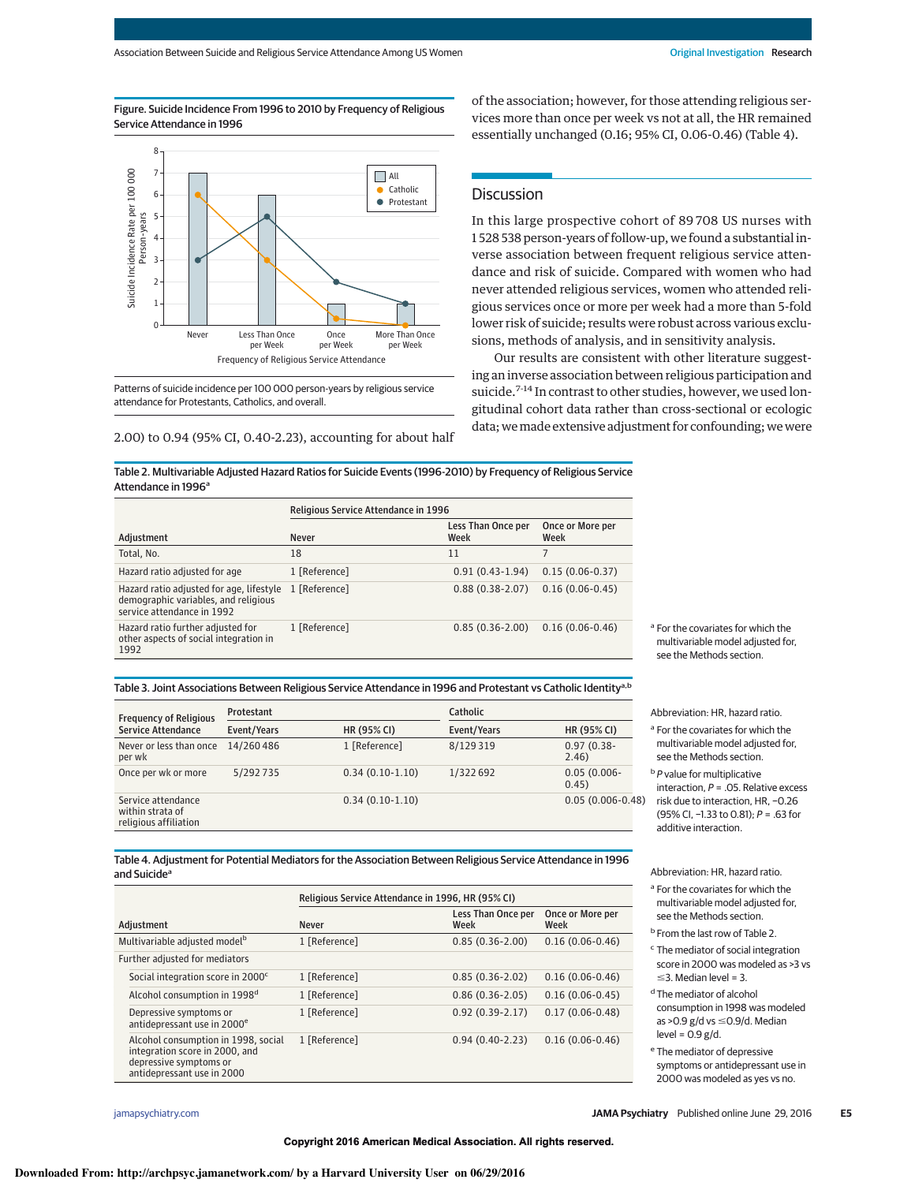Figure. Suicide Incidence From 1996 to 2010 by Frequency of Religious Service Attendance in 1996

Patterns of suicide incidence per 100 000 person-years by religious service attendance for Protestants, Catholics, and overall.

2.00) to 0.94 (95% CI, 0.40-2.23), accounting for about half of the association; however, for those attending religious services more than once per week vs not at all, the HR remained essentially unchanged (0.16; 95% CI, 0.06-0.46) (Table 4).

## Discussion

In this large prospective cohort of 89 708 US nurses with 1 528 538 person-years of follow-up, we found a substantial inverse association between frequent religious service attendance and risk of suicide. Compared with women who had never attended religious services, women who attended religious services once or more per week had a more than 5-fold lower risk of suicide; results were robust across various exclusions, methods of analysis, and in sensitivity analysis.

Our results are consistent with other literature suggesting an inverse association between religious participation and suicide.[7-14] In contrast to other studies, however, we used longitudinal cohort data rather than cross-sectional or ecologic data; we made extensive adjustment for confounding; we were

**Table 2. Multivariable Adjusted Hazard Ratios for Suicide Events (1996-2010) by Frequency of Religious Service Attendance in 1996[a]**

| | Religious Service Attendance in 1996 | | |
|---|---|---|---|
| Adjustment | Never | Less Than Once per Week | Once or More per Week |
| Total, No. | 18 | 11 | 7 |
| Hazard ratio adjusted for age | 1 [Reference] | 0.91 (0.43-1.94) | 0.15 (0.06-0.37) |
| Hazard ratio adjusted for age, lifestyle demographic variables, and religious service attendance in 1992 | 1 [Reference] | 0.88 (0.38-2.07) | 0.16 (0.06-0.45) |
| Hazard ratio further adjusted for other aspects of social integration in 1992 | 1 [Reference] | 0.85 (0.36-2.00) | 0.16 (0.06-0.46) |

[a] For the covariates for which the multivariable model adjusted for, see the Methods section.

**Table 3. Joint Associations Between Religious Service Attendance in 1996 and Protestant vs Catholic Identity[a,b]**

| | Protestant | | Catholic | |
|---|---|---|---|---|
| Frequency of Religious Service Attendance | Event/Years | HR (95% CI) | Event/Years | HR (95% CI) |
| Never or less than once per wk | 14/260 486 | 1 [Reference] | 8/129 319 | 0.97 (0.38-2.46) |
| Once per wk or more | 5/292 735 | 0.34 (0.10-1.10) | 1/322 692 | 0.05 (0.006-0.45) |
| Service attendance within strata of religious affiliation | | 0.34 (0.10-1.10) | | 0.05 (0.006-0.48) |

Abbreviation: HR, hazard ratio.

[a] For the covariates for which the multivariable model adjusted for, see the Methods section.

[b] $P$ value for multiplicative interaction, $P$ = .05. Relative excess risk due to interaction, HR, −0.26 (95% CI, −1.33 to 0.81); $P$ = .63 for additive interaction.

**Table 4. Adjustment for Potential Mediators for the Association Between Religious Service Attendance in 1996 and Suicide[a]**

| | Religious Service Attendance in 1996, HR (95% CI) | | |
|---|---|---|---|
| Adjustment | Never | Less Than Once per Week | Once or More per Week |
| Multivariable adjusted model[b] | 1 [Reference] | 0.85 (0.36-2.00) | 0.16 (0.06-0.46) |
| Further adjusted for mediators | | | |
| Social integration score in 2000[c] | 1 [Reference] | 0.85 (0.36-2.02) | 0.16 (0.06-0.46) |
| Alcohol consumption in 1998[d] | 1 [Reference] | 0.86 (0.36-2.05) | 0.16 (0.06-0.45) |
| Depressive symptoms or antidepressant use in 2000[e] | 1 [Reference] | 0.92 (0.39-2.17) | 0.17 (0.06-0.48) |
| Alcohol consumption in 1998, social integration score in 2000, and depressive symptoms or antidepressant use in 2000 | 1 [Reference] | 0.94 (0.40-2.23) | 0.16 (0.06-0.46) |

Abbreviation: HR, hazard ratio.

[a] For the covariates for which the multivariable model adjusted for, see the Methods section.

[b] From the last row of Table 2.

[c] The mediator of social integration score in 2000 was modeled as >3 vs ≤3. Median level = 3.

[d] The mediator of alcohol consumption in 1998 was modeled as >0.9 g/d vs ≤0.9/d. Median level = 0.9 g/d.

[e] The mediator of depressive symptoms or antidepressant use in 2000 was modeled as yes vs no.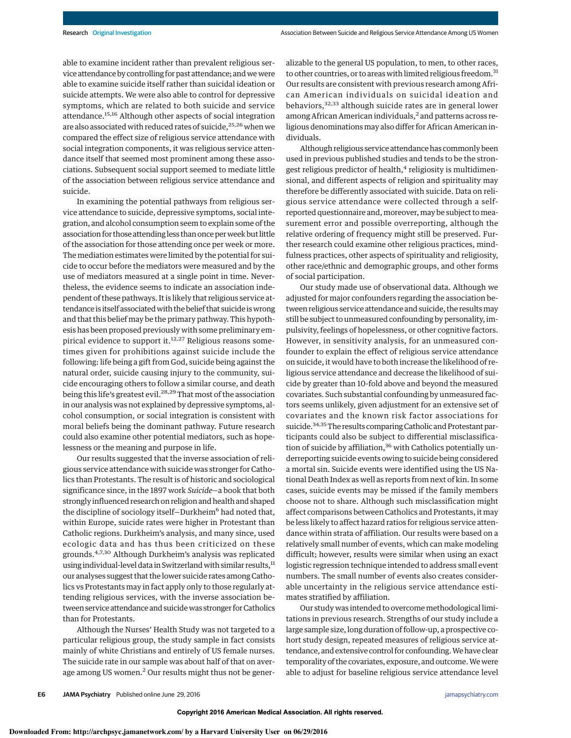able to examine incident rather than prevalent religious service attendance by controlling for past attendance; and we were able to examine suicide itself rather than suicidal ideation or suicide attempts. We were also able to control for depressive symptoms, which are related to both suicide and service attendance.[15,16] Although other aspects of social integration are also associated with reduced rates of suicide,[25,26] when we compared the effect size of religious service attendance with social integration components, it was religious service attendance itself that seemed most prominent among these associations. Subsequent social support seemed to mediate little of the association between religious service attendance and suicide.

In examining the potential pathways from religious service attendance to suicide, depressive symptoms, social integration, and alcohol consumption seem to explain some of the association for those attending less than once per week but little of the association for those attending once per week or more. The mediation estimates were limited by the potential for suicide to occur before the mediators were measured and by the use of mediators measured at a single point in time. Nevertheless, the evidence seems to indicate an association independent of these pathways. It is likely that religious service attendance is itself associated with the belief that suicide is wrong and that this belief may be the primary pathway. This hypothesis has been proposed previously with some preliminary empirical evidence to support it.[12,27] Religious reasons sometimes given for prohibitions against suicide include the following: life being a gift from God, suicide being against the natural order, suicide causing injury to the community, suicide encouraging others to follow a similar course, and death being this life's greatest evil.[28,29] That most of the association in our analysis was not explained by depressive symptoms, alcohol consumption, or social integration is consistent with moral beliefs being the dominant pathway. Future research could also examine other potential mediators, such as hopelessness or the meaning and purpose in life.

Our results suggested that the inverse association of religious service attendance with suicide was stronger for Catholics than Protestants. The result is of historic and sociological significance since, in the 1897 work *Suicide*—a book that both strongly influenced research on religion and health and shaped the discipline of sociology itself—Durkheim[6] had noted that, within Europe, suicide rates were higher in Protestant than Catholic regions. Durkheim's analysis, and many since, used ecologic data and has thus been criticized on these grounds.[4,7,30] Although Durkheim's analysis was replicated using individual-level data in Switzerland with similar results,[11] our analyses suggest that the lower suicide rates among Catholics vs Protestants may in fact apply only to those regularly attending religious services, with the inverse association between service attendance and suicide was stronger for Catholics than for Protestants.

Although the Nurses' Health Study was not targeted to a particular religious group, the study sample in fact consists mainly of white Christians and entirely of US female nurses. The suicide rate in our sample was about half of that on average among US women.[2] Our results might thus not be generalizable to the general US population, to men, to other races, to other countries, or to areas with limited religious freedom.[31] Our results are consistent with previous research among African American individuals on suicidal ideation and behaviors,[32,33] although suicide rates are in general lower among African American individuals,[2] and patterns across religious denominations may also differ for African American individuals.

Although religious service attendance has commonly been used in previous published studies and tends to be the strongest religious predictor of health,[4] religiosity is multidimensional, and different aspects of religion and spirituality may therefore be differently associated with suicide. Data on religious service attendance were collected through a self-reported questionnaire and, moreover, may be subject to measurement error and possible overreporting, although the relative ordering of frequency might still be preserved. Further research could examine other religious practices, mindfulness practices, other aspects of spirituality and religiosity, other race/ethnic and demographic groups, and other forms of social participation.

Our study made use of observational data. Although we adjusted for major confounders regarding the association between religious service attendance and suicide, the results may still be subject to unmeasured confounding by personality, impulsivity, feelings of hopelessness, or other cognitive factors. However, in sensitivity analysis, for an unmeasured confounder to explain the effect of religious service attendance on suicide, it would have to both increase the likelihood of religious service attendance and decrease the likelihood of suicide by greater than 10-fold above and beyond the measured covariates. Such substantial confounding by unmeasured factors seems unlikely, given adjustment for an extensive set of covariates and the known risk factor associations for suicide.[34,35] The results comparing Catholic and Protestant participants could also be subject to differential misclassification of suicide by affiliation,[36] with Catholics potentially underreporting suicide events owing to suicide being considered a mortal sin. Suicide events were identified using the US National Death Index as well as reports from next of kin. In some cases, suicide events may be missed if the family members choose not to share. Although such misclassification might affect comparisons between Catholics and Protestants, it may be less likely to affect hazard ratios for religious service attendance within strata of affiliation. Our results were based on a relatively small number of events, which can make modeling difficult; however, results were similar when using an exact logistic regression technique intended to address small event numbers. The small number of events also creates considerable uncertainty in the religious service attendance estimates stratified by affiliation.

Our study was intended to overcome methodological limitations in previous research. Strengths of our study include a large sample size, long duration of follow-up, a prospective cohort study design, repeated measures of religious service attendance, and extensive control for confounding. We have clear temporality of the covariates, exposure, and outcome. We were able to adjust for baseline religious service attendance level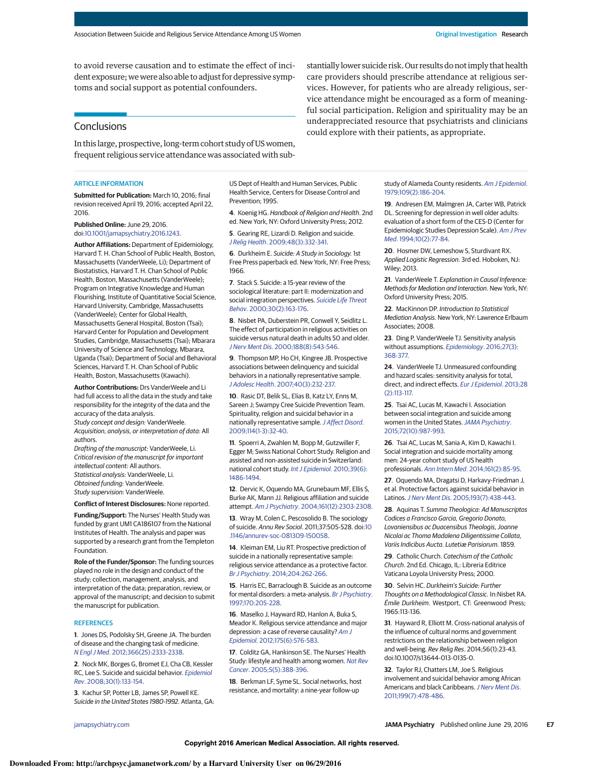to avoid reverse causation and to estimate the effect of incident exposure; we were also able to adjust for depressive symptoms and social support as potential confounders.

## Conclusions

In this large, prospective, long-term cohort study of US women, frequent religious service attendance was associated with substantially lower suicide risk. Our results do not imply that health care providers should prescribe attendance at religious services. However, for patients who are already religious, service attendance might be encouraged as a form of meaningful social participation. Religion and spirituality may be an underappreciated resource that psychiatrists and clinicians could explore with their patients, as appropriate.

### ARTICLE INFORMATION

**Submitted for Publication:** March 10, 2016; final revision received April 19, 2016; accepted April 22, 2016.

**Published Online:** June 29, 2016. doi:10.1001/jamapsychiatry.2016.1243.

**Author Affiliations:** Department of Epidemiology, Harvard T. H. Chan School of Public Health, Boston, Massachusetts (VanderWeele, Li); Department of Biostatistics, Harvard T. H. Chan School of Public Health, Boston, Massachusetts (VanderWeele); Program on Integrative Knowledge and Human Flourishing, Institute of Quantitative Social Science, Harvard University, Cambridge, Massachusetts (VanderWeele); Center for Global Health, Massachusetts General Hospital, Boston (Tsai); Harvard Center for Population and Development Studies, Cambridge, Massachusetts (Tsai); Mbarara University of Science and Technology, Mbarara, Uganda (Tsai); Department of Social and Behavioral Sciences, Harvard T. H. Chan School of Public Health, Boston, Massachusetts (Kawachi).

**Author Contributions:** Drs VanderWeele and Li had full access to all the data in the study and take responsibility for the integrity of the data and the accuracy of the data analysis.
*Study concept and design:* VanderWeele.
*Acquisition, analysis, or interpretation of data:* All authors.
*Drafting of the manuscript:* VanderWeele, Li.
*Critical revision of the manuscript for important intellectual content:* All authors.
*Statistical analysis:* VanderWeele, Li.
*Obtained funding:* VanderWeele.
*Study supervision:* VanderWeele.

**Conflict of Interest Disclosures:** None reported.

**Funding/Support:** The Nurses' Health Study was funded by grant UM1 CA186107 from the National Institutes of Health. The analysis and paper was supported by a research grant from the Templeton Foundation.

**Role of the Funder/Sponsor:** The funding sources played no role in the design and conduct of the study; collection, management, analysis, and interpretation of the data; preparation, review, or approval of the manuscript; and decision to submit the manuscript for publication.

### REFERENCES

1. Jones DS, Podolsky SH, Greene JA. The burden of disease and the changing task of medicine. *N Engl J Med*. 2012;366(25):2333-2338.
2. Nock MK, Borges G, Bromet EJ, Cha CB, Kessler RC, Lee S. Suicide and suicidal behavior. *Epidemiol Rev*. 2008;30(1):133-154.
3. Kachur SP, Potter LB, James SP, Powell KE. *Suicide in the United States 1980-1992*. Atlanta, GA: US Dept of Health and Human Services, Public Health Service, Centers for Disease Control and Prevention; 1995.
4. Koenig HG. *Handbook of Religion and Health*. 2nd ed. New York, NY: Oxford University Press; 2012.
5. Gearing RE, Lizardi D. Religion and suicide. *J Relig Health*. 2009;48(3):332-341.
6. Durkheim E. *Suicide: A Study in Sociology*. 1st Free Press paperback ed. New York, NY: Free Press; 1966.
7. Stack S. Suicide: a 15-year review of the sociological literature: part II: modernization and social integration perspectives. *Suicide Life Threat Behav*. 2000;30(2):163-176.
8. Nisbet PA, Duberstein PR, Conwell Y, Seidlitz L. The effect of participation in religious activities on suicide versus natural death in adults 50 and older. *J Nerv Ment Dis*. 2000;188(8):543-546.
9. Thompson MP, Ho CH, Kingree JB. Prospective associations between delinquency and suicidal behaviors in a nationally representative sample. *J Adolesc Health*. 2007;40(3):232-237.
10. Rasic DT, Belik SL, Elias B, Katz LY, Enns M, Sareen J; Swampy Cree Suicide Prevention Team. Spirituality, religion and suicidal behavior in a nationally representative sample. *J Affect Disord*. 2009;114(1-3):32-40.
11. Spoerri A, Zwahlen M, Bopp M, Gutzwiller F, Egger M; Swiss National Cohort Study. Religion and assisted and non-assisted suicide in Switzerland: national cohort study. *Int J Epidemiol*. 2010;39(6):1486-1494.
12. Dervic K, Oquendo MA, Grunebaum MF, Ellis S, Burke AK, Mann JJ. Religious affiliation and suicide attempt. *Am J Psychiatry*. 2004;161(12):2303-2308.
13. Wray M, Colen C, Pescosolido B. The sociology of suicide. *Annu Rev Sociol*. 2011;37:505-528. doi:10.1146/annurev-soc-081309-150058.
14. Kleiman EM, Liu RT. Prospective prediction of suicide in a nationally representative sample: religious service attendance as a protective factor. *Br J Psychiatry*. 2014;204:262-266.
15. Harris EC, Barraclough B. Suicide as an outcome for mental disorders: a meta-analysis. *Br J Psychiatry*. 1997;170:205-228.
16. Maselko J, Hayward RD, Hanlon A, Buka S, Meador K. Religious service attendance and major depression: a case of reverse causality? *Am J Epidemiol*. 2012;175(6):576-583.
17. Colditz GA, Hankinson SE. The Nurses' Health Study: lifestyle and health among women. *Nat Rev Cancer*. 2005;5(5):388-396.
18. Berkman LF, Syme SL. Social networks, host resistance, and mortality: a nine-year follow-up study of Alameda County residents. *Am J Epidemiol*. 1979;109(2):186-204.
19. Andresen EM, Malmgren JA, Carter WB, Patrick DL. Screening for depression in well older adults: evaluation of a short form of the CES-D (Center for Epidemiologic Studies Depression Scale). *Am J Prev Med*. 1994;10(2):77-84.
20. Hosmer DW, Lemeshow S, Sturdivant RX. *Applied Logistic Regression*. 3rd ed. Hoboken, NJ: Wiley; 2013.
21. VanderWeele T. *Explanation in Causal Inference: Methods for Mediation and Interaction*. New York, NY: Oxford University Press; 2015.
22. MacKinnon DP. *Introduction to Statistical Mediation Analysis*. New York, NY: Lawrence Erlbaum Associates; 2008.
23. Ding P, VanderWeele TJ. Sensitivity analysis without assumptions. *Epidemiology*. 2016;27(3):368-377.
24. VanderWeele TJ. Unmeasured confounding and hazard scales: sensitivity analysis for total, direct, and indirect effects. *Eur J Epidemiol*. 2013;28(2):113-117.
25. Tsai AC, Lucas M, Kawachi I. Association between social integration and suicide among women in the United States. *JAMA Psychiatry*. 2015;72(10):987-993.
26. Tsai AC, Lucas M, Sania A, Kim D, Kawachi I. Social integration and suicide mortality among men: 24-year cohort study of US health professionals. *Ann Intern Med*. 2014;161(2):85-95.
27. Oquendo MA, Dragatsi D, Harkavy-Friedman J, et al. Protective factors against suicidal behavior in Latinos. *J Nerv Ment Dis*. 2005;193(7):438-443.
28. Aquinas T. *Summa Theologica: Ad Manuscriptos Codices a Francisco Garcia, Gregorio Donato, Lovaniensibus ac Duacensibus Theologis, Joanne Nicolai ac Thoma Madalena Diligentissime Collata, Variis Indicibus Aucta. Lutetiæ Parisiorum*. 1859.
29. Catholic Church. *Catechism of the Catholic Church*. 2nd Ed. Chicago, IL: Libreria Editrice Vaticana Loyola University Press; 2000.
30. Selvin HC. *Durkheim's Suicide: Further Thoughts on a Methodological Classic*. In:Nisbet RA. *Émile Durkheim*. Westport, CT: Greenwood Press; 1965:113-136.
31. Hayward R, Elliott M. Cross-national analysis of the influence of cultural norms and government restrictions on the relationship between religion and well-being. *Rev Relig Res*. 2014;56(1):23-43. doi:10.1007/s13644-013-0135-0.
32. Taylor RJ, Chatters LM, Joe S. Religious involvement and suicidal behavior among African Americans and black Caribbeans. *J Nerv Ment Dis*. 2011;199(7):478-486.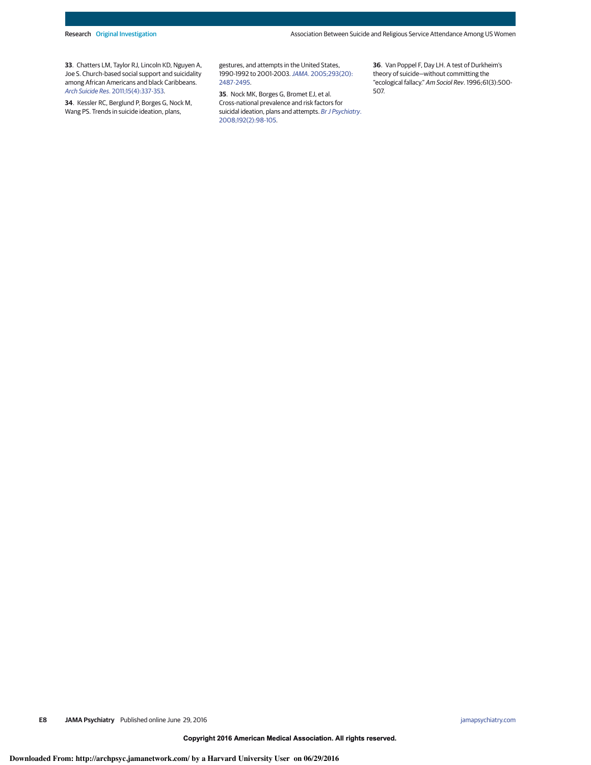33. Chatters LM, Taylor RJ, Lincoln KD, Nguyen A, Joe S. Church-based social support and suicidality among African Americans and black Caribbeans. *Arch Suicide Res*. 2011;15(4):337-353.

34. Kessler RC, Berglund P, Borges G, Nock M, Wang PS. Trends in suicide ideation, plans, gestures, and attempts in the United States, 1990-1992 to 2001-2003. *JAMA*. 2005;293(20):2487-2495.

35. Nock MK, Borges G, Bromet EJ, et al. Cross-national prevalence and risk factors for suicidal ideation, plans and attempts. *Br J Psychiatry*. 2008;192(2):98-105.

36. Van Poppel F, Day LH. A test of Durkheim's theory of suicide—without committing the "ecological fallacy." *Am Sociol Rev*. 1996;61(3):500-507.